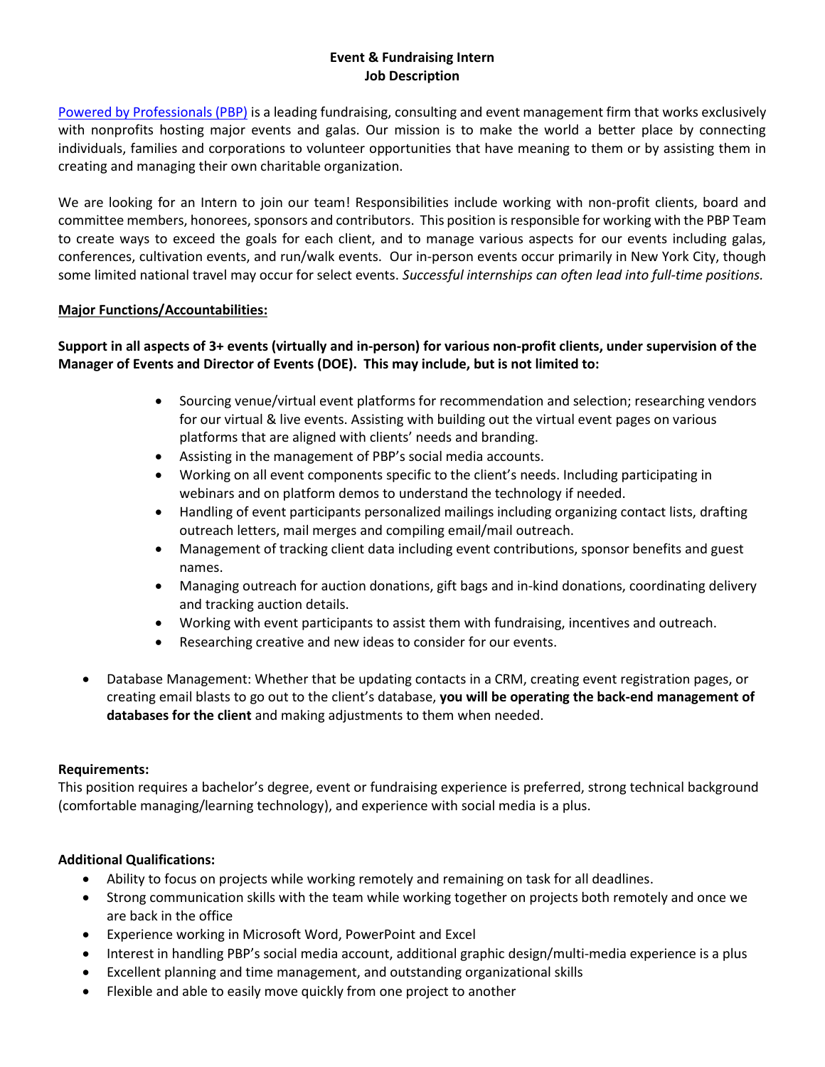**Event & Fundraising Intern**
**Job Description**

[Powered by Professionals (PBP)] is a leading fundraising, consulting and event management firm that works exclusively with nonprofits hosting major events and galas. Our mission is to make the world a better place by connecting individuals, families and corporations to volunteer opportunities that have meaning to them or by assisting them in creating and managing their own charitable organization.

We are looking for an Intern to join our team! Responsibilities include working with non-profit clients, board and committee members, honorees, sponsors and contributors. This position is responsible for working with the PBP Team to create ways to exceed the goals for each client, and to manage various aspects for our events including galas, conferences, cultivation events, and run/walk events. Our in-person events occur primarily in New York City, though some limited national travel may occur for select events. *Successful internships can often lead into full-time positions.*

**Major Functions/Accountabilities:**

**Support in all aspects of 3+ events (virtually and in-person) for various non-profit clients, under supervision of the Manager of Events and Director of Events (DOE). This may include, but is not limited to:**

- Sourcing venue/virtual event platforms for recommendation and selection; researching vendors for our virtual & live events. Assisting with building out the virtual event pages on various platforms that are aligned with clients' needs and branding.
- Assisting in the management of PBP's social media accounts.
- Working on all event components specific to the client's needs. Including participating in webinars and on platform demos to understand the technology if needed.
- Handling of event participants personalized mailings including organizing contact lists, drafting outreach letters, mail merges and compiling email/mail outreach.
- Management of tracking client data including event contributions, sponsor benefits and guest names.
- Managing outreach for auction donations, gift bags and in-kind donations, coordinating delivery and tracking auction details.
- Working with event participants to assist them with fundraising, incentives and outreach.
- Researching creative and new ideas to consider for our events.

- Database Management: Whether that be updating contacts in a CRM, creating event registration pages, or creating email blasts to go out to the client's database, **you will be operating the back-end management of databases for the client** and making adjustments to them when needed.

**Requirements:**
This position requires a bachelor's degree, event or fundraising experience is preferred, strong technical background (comfortable managing/learning technology), and experience with social media is a plus.

**Additional Qualifications:**

- Ability to focus on projects while working remotely and remaining on task for all deadlines.
- Strong communication skills with the team while working together on projects both remotely and once we are back in the office
- Experience working in Microsoft Word, PowerPoint and Excel
- Interest in handling PBP's social media account, additional graphic design/multi-media experience is a plus
- Excellent planning and time management, and outstanding organizational skills
- Flexible and able to easily move quickly from one project to another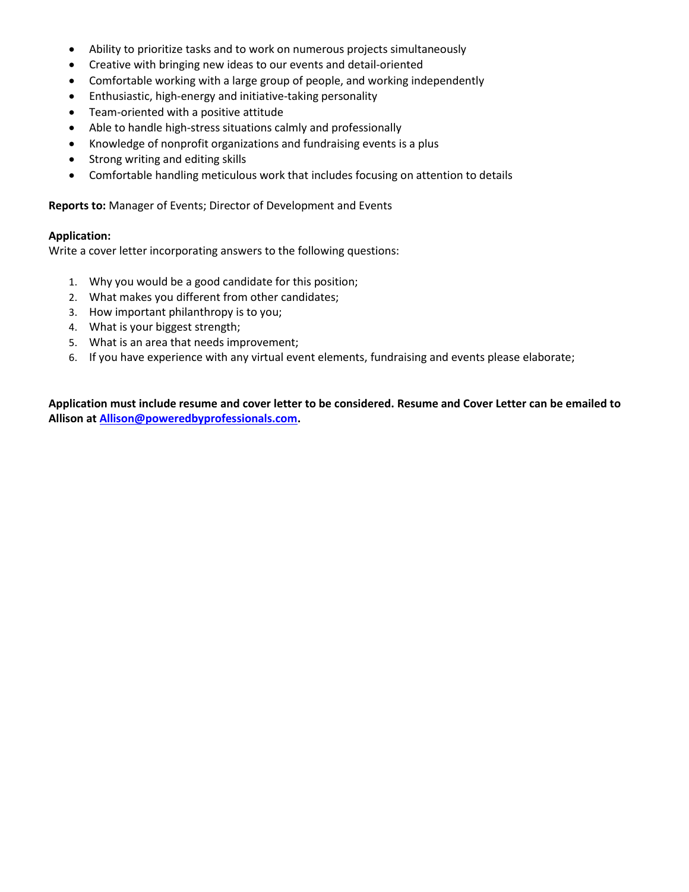- Ability to prioritize tasks and to work on numerous projects simultaneously
- Creative with bringing new ideas to our events and detail-oriented
- Comfortable working with a large group of people, and working independently
- Enthusiastic, high-energy and initiative-taking personality
- Team-oriented with a positive attitude
- Able to handle high-stress situations calmly and professionally
- Knowledge of nonprofit organizations and fundraising events is a plus
- Strong writing and editing skills
- Comfortable handling meticulous work that includes focusing on attention to details

**Reports to:** Manager of Events; Director of Development and Events

**Application:**
Write a cover letter incorporating answers to the following questions:

1. Why you would be a good candidate for this position;
2. What makes you different from other candidates;
3. How important philanthropy is to you;
4. What is your biggest strength;
5. What is an area that needs improvement;
6. If you have experience with any virtual event elements, fundraising and events please elaborate;

**Application must include resume and cover letter to be considered. Resume and Cover Letter can be emailed to Allison at [Allison@poweredbyprofessionals.com](mailto:Allison@poweredbyprofessionals.com).**